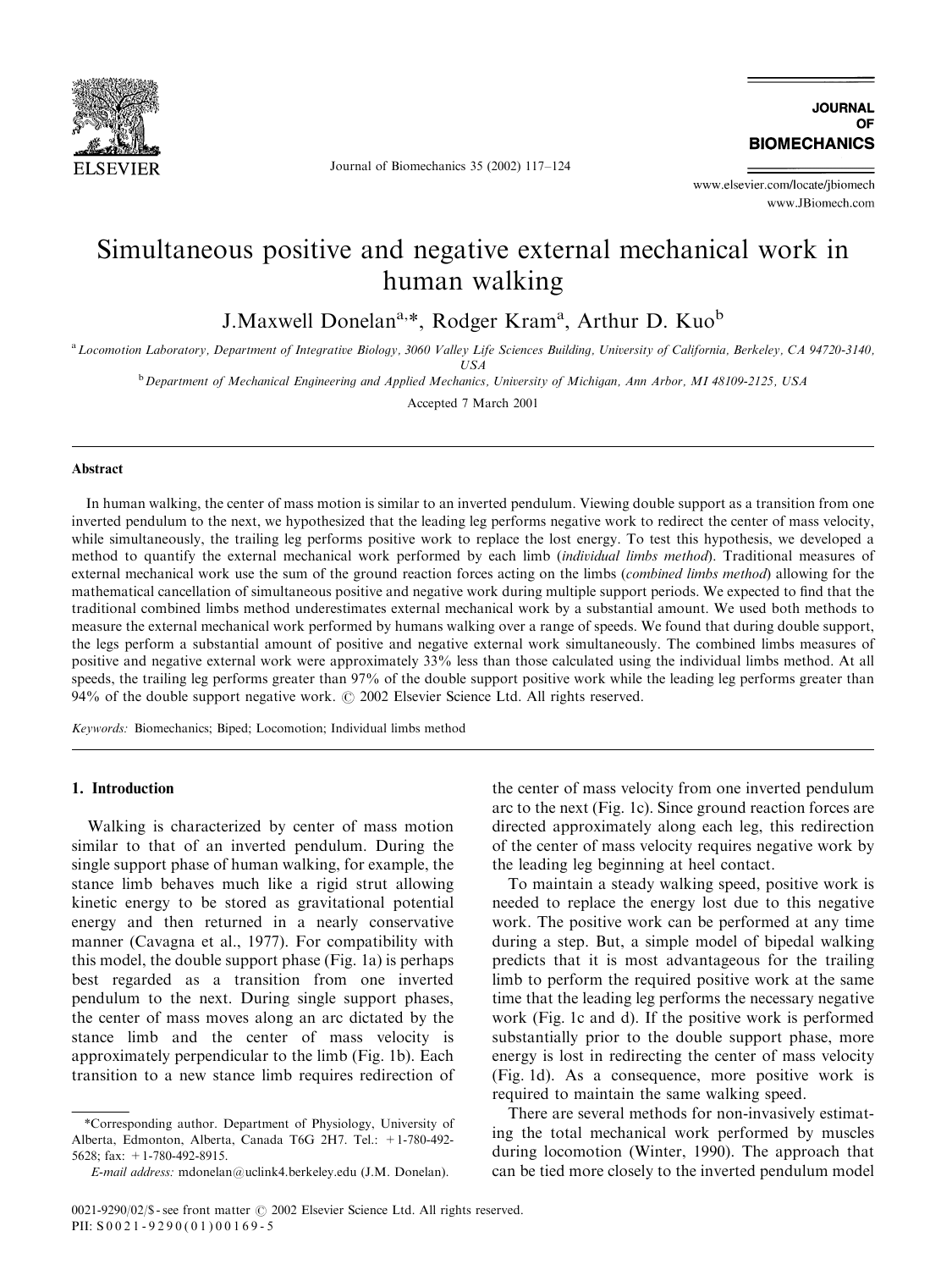# Simultaneous positive and negative external mechanical work in human walking

J.Maxwell Donelan[a,*], Rodger Kram[a], Arthur D. Kuo[b]

[a] Locomotion Laboratory, Department of Integrative Biology, 3060 Valley Life Sciences Building, University of California, Berkeley, CA 94720-3140, USA

[b] Department of Mechanical Engineering and Applied Mechanics, University of Michigan, Ann Arbor, MI 48109-2125, USA

Accepted 7 March 2001

## Abstract

In human walking, the center of mass motion is similar to an inverted pendulum. Viewing double support as a transition from one inverted pendulum to the next, we hypothesized that the leading leg performs negative work to redirect the center of mass velocity, while simultaneously, the trailing leg performs positive work to replace the lost energy. To test this hypothesis, we developed a method to quantify the external mechanical work performed by each limb (*individual limbs method*). Traditional measures of external mechanical work use the sum of the ground reaction forces acting on the limbs (*combined limbs method*) allowing for the mathematical cancellation of simultaneous positive and negative work during multiple support periods. We expected to find that the traditional combined limbs method underestimates external mechanical work by a substantial amount. We used both methods to measure the external mechanical work performed by humans walking over a range of speeds. We found that during double support, the legs perform a substantial amount of positive and negative external work simultaneously. The combined limbs measures of positive and negative external work were approximately 33% less than those calculated using the individual limbs method. At all speeds, the trailing leg performs greater than 97% of the double support positive work while the leading leg performs greater than 94% of the double support negative work. © 2002 Elsevier Science Ltd. All rights reserved.

*Keywords:* Biomechanics; Biped; Locomotion; Individual limbs method

## 1. Introduction

Walking is characterized by center of mass motion similar to that of an inverted pendulum. During the single support phase of human walking, for example, the stance limb behaves much like a rigid strut allowing kinetic energy to be stored as gravitational potential energy and then returned in a nearly conservative manner (Cavagna et al., 1977). For compatibility with this model, the double support phase (Fig. 1a) is perhaps best regarded as a transition from one inverted pendulum to the next. During single support phases, the center of mass moves along an arc dictated by the stance limb and the center of mass velocity is approximately perpendicular to the limb (Fig. 1b). Each transition to a new stance limb requires redirection of the center of mass velocity from one inverted pendulum arc to the next (Fig. 1c). Since ground reaction forces are directed approximately along each leg, this redirection of the center of mass velocity requires negative work by the leading leg beginning at heel contact.

To maintain a steady walking speed, positive work is needed to replace the energy lost due to this negative work. The positive work can be performed at any time during a step. But, a simple model of bipedal walking predicts that it is most advantageous for the trailing limb to perform the required positive work at the same time that the leading leg performs the necessary negative work (Fig. 1c and d). If the positive work is performed substantially prior to the double support phase, more energy is lost in redirecting the center of mass velocity (Fig. 1d). As a consequence, more positive work is required to maintain the same walking speed.

There are several methods for non-invasively estimating the total mechanical work performed by muscles during locomotion (Winter, 1990). The approach that can be tied more closely to the inverted pendulum model

*Corresponding author. Department of Physiology, University of Alberta, Edmonton, Alberta, Canada T6G 2H7. Tel.: +1-780-492-5628; fax: +1-780-492-8915.

*E-mail address:* mdonelan@uclink4.berkeley.edu (J.M. Donelan).

0021-9290/02/$ - see front matter © 2002 Elsevier Science Ltd. All rights reserved.
PII: S0021-9290(01)00169-5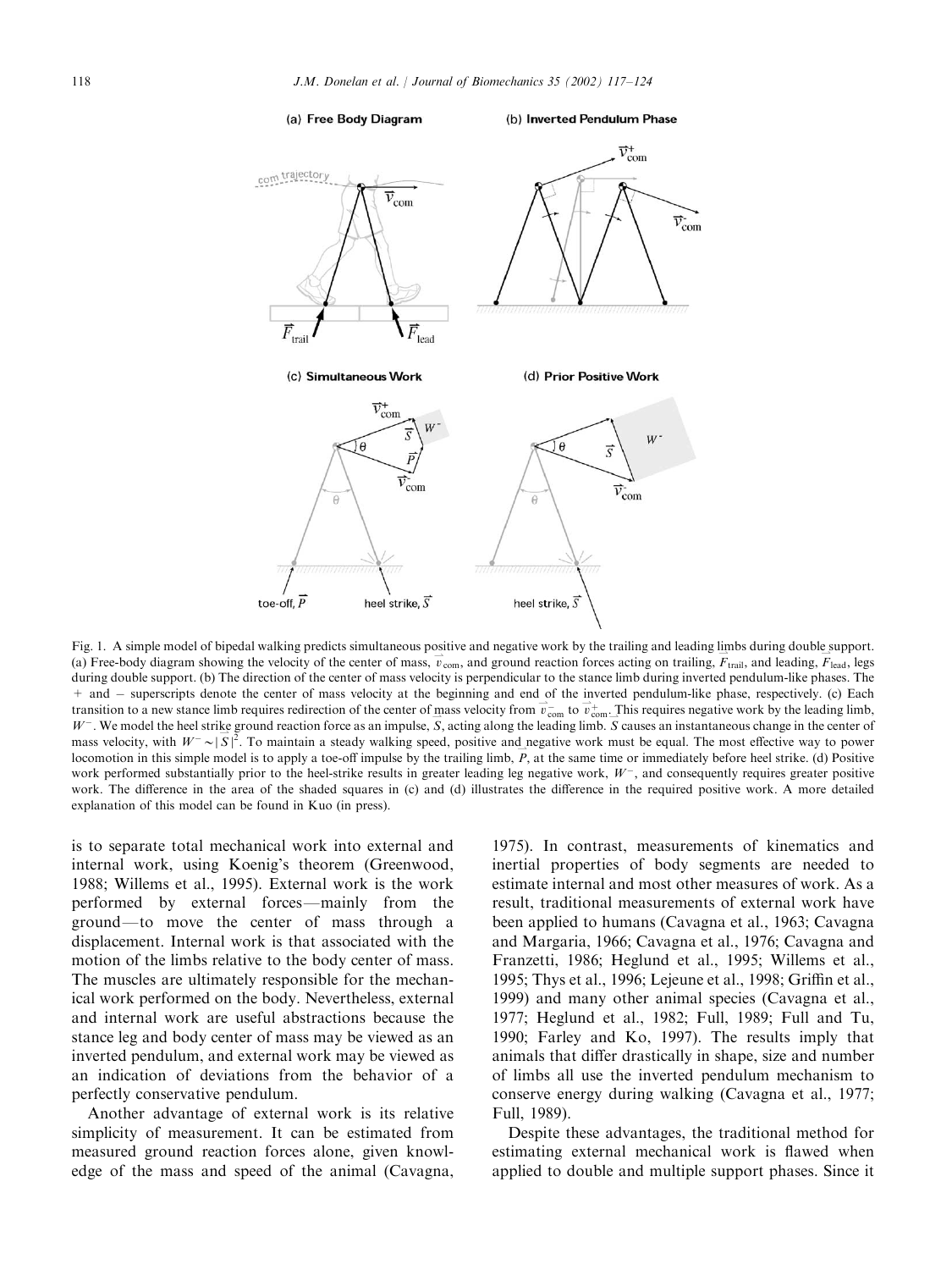Fig. 1. A simple model of bipedal walking predicts simultaneous positive and negative work by the trailing and leading limbs during double support. (a) Free-body diagram showing the velocity of the center of mass, $\vec{v}_{com}$, and ground reaction forces acting on trailing, $\vec{F}_{trail}$, and leading, $\vec{F}_{lead}$, legs during double support. (b) The direction of the center of mass velocity is perpendicular to the stance limb during inverted pendulum-like phases. The + and − superscripts denote the center of mass velocity at the beginning and end of the inverted pendulum-like phase, respectively. (c) Each transition to a new stance limb requires redirection of the center of mass velocity from $\vec{v}^{-}_{com}$ to $\vec{v}^{+}_{com}$. This requires negative work by the leading limb, $W^{-}$. We model the heel strike ground reaction force as an impulse, $\vec{S}$, acting along the leading limb. $\vec{S}$ causes an instantaneous change in the center of mass velocity, with $W^{-} \sim |\vec{S}|^{2}$. To maintain a steady walking speed, positive and negative work must be equal. The most effective way to power locomotion in this simple model is to apply a toe-off impulse by the trailing limb, $\vec{P}$, at the same time or immediately before heel strike. (d) Positive work performed substantially prior to the heel-strike results in greater leading leg negative work, $W^{-}$, and consequently requires greater positive work. The difference in the area of the shaded squares in (c) and (d) illustrates the difference in the required positive work. A more detailed explanation of this model can be found in Kuo (in press).

is to separate total mechanical work into external and internal work, using Koenig's theorem (Greenwood, 1988; Willems et al., 1995). External work is the work performed by external forces—mainly from the ground—to move the center of mass through a displacement. Internal work is that associated with the motion of the limbs relative to the body center of mass. The muscles are ultimately responsible for the mechanical work performed on the body. Nevertheless, external and internal work are useful abstractions because the stance leg and body center of mass may be viewed as an inverted pendulum, and external work may be viewed as an indication of deviations from the behavior of a perfectly conservative pendulum.

Another advantage of external work is its relative simplicity of measurement. It can be estimated from measured ground reaction forces alone, given knowledge of the mass and speed of the animal (Cavagna, 1975). In contrast, measurements of kinematics and inertial properties of body segments are needed to estimate internal and most other measures of work. As a result, traditional measurements of external work have been applied to humans (Cavagna et al., 1963; Cavagna and Margaria, 1966; Cavagna et al., 1976; Cavagna and Franzetti, 1986; Heglund et al., 1995; Willems et al., 1995; Thys et al., 1996; Lejeune et al., 1998; Griffin et al., 1999) and many other animal species (Cavagna et al., 1977; Heglund et al., 1982; Full, 1989; Full and Tu, 1990; Farley and Ko, 1997). The results imply that animals that differ drastically in shape, size and number of limbs all use the inverted pendulum mechanism to conserve energy during walking (Cavagna et al., 1977; Full, 1989).

Despite these advantages, the traditional method for estimating external mechanical work is flawed when applied to double and multiple support phases. Since it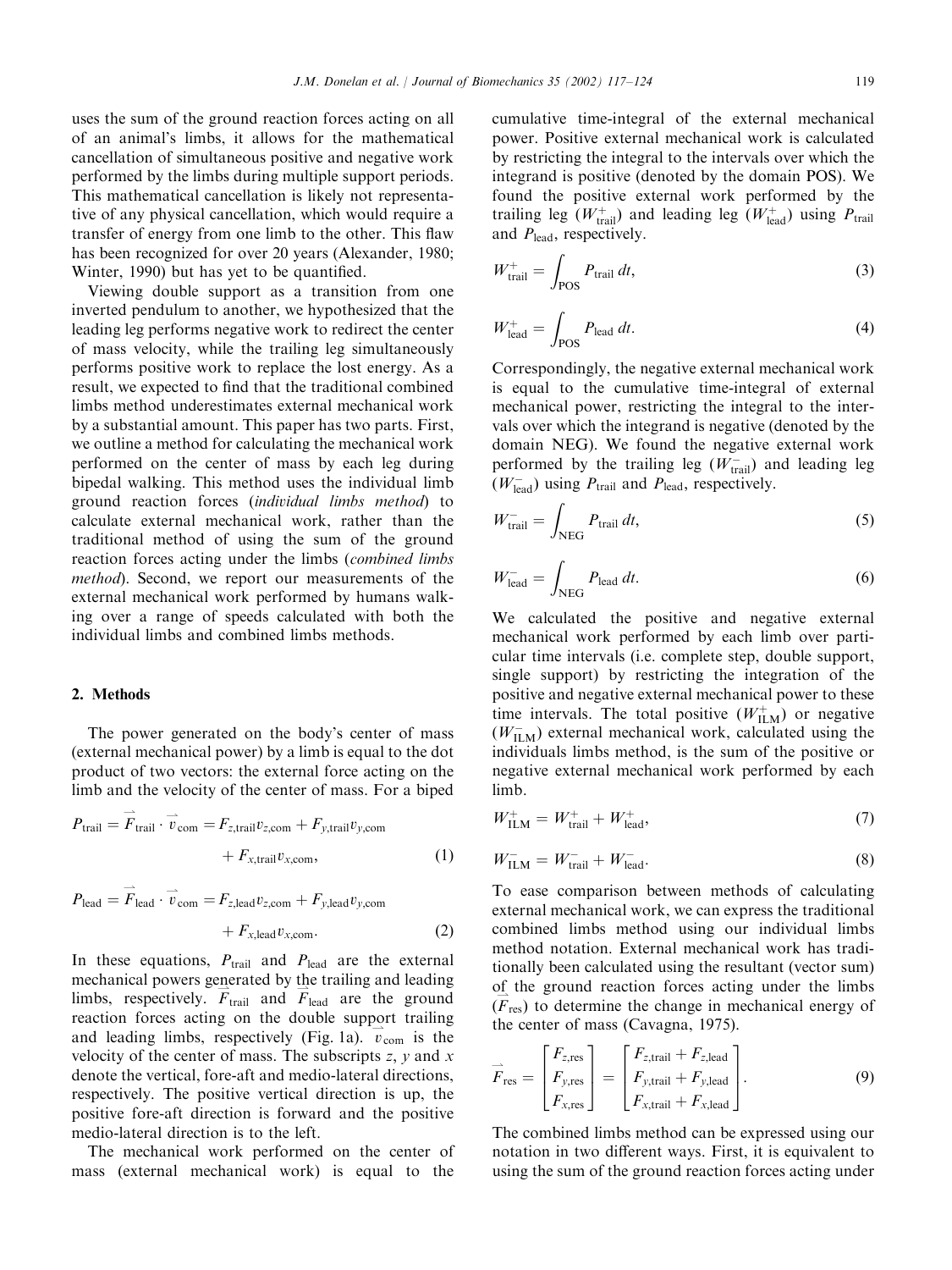uses the sum of the ground reaction forces acting on all of an animal's limbs, it allows for the mathematical cancellation of simultaneous positive and negative work performed by the limbs during multiple support periods. This mathematical cancellation is likely not representative of any physical cancellation, which would require a transfer of energy from one limb to the other. This flaw has been recognized for over 20 years (Alexander, 1980; Winter, 1990) but has yet to be quantified.

Viewing double support as a transition from one inverted pendulum to another, we hypothesized that the leading leg performs negative work to redirect the center of mass velocity, while the trailing leg simultaneously performs positive work to replace the lost energy. As a result, we expected to find that the traditional combined limbs method underestimates external mechanical work by a substantial amount. This paper has two parts. First, we outline a method for calculating the mechanical work performed on the center of mass by each leg during bipedal walking. This method uses the individual limb ground reaction forces (*individual limbs method*) to calculate external mechanical work, rather than the traditional method of using the sum of the ground reaction forces acting under the limbs (*combined limbs method*). Second, we report our measurements of the external mechanical work performed by humans walking over a range of speeds calculated with both the individual limbs and combined limbs methods.

## 2. Methods

The power generated on the body's center of mass (external mechanical power) by a limb is equal to the dot product of two vectors: the external force acting on the limb and the velocity of the center of mass. For a biped

$$P_{\text{trail}} = \vec{F}_{\text{trail}} \cdot \vec{v}_{\text{com}} = F_{z,\text{trail}} v_{z,\text{com}} + F_{y,\text{trail}} v_{y,\text{com}} + F_{x,\text{trail}} v_{x,\text{com}}, \tag{1}$$

$$P_{\text{lead}} = \vec{F}_{\text{lead}} \cdot \vec{v}_{\text{com}} = F_{z,\text{lead}} v_{z,\text{com}} + F_{y,\text{lead}} v_{y,\text{com}} + F_{x,\text{lead}} v_{x,\text{com}}. \tag{2}$$

In these equations, $P_{\text{trail}}$ and $P_{\text{lead}}$ are the external mechanical powers generated by the trailing and leading limbs, respectively. $\vec{F}_{\text{trail}}$ and $\vec{F}_{\text{lead}}$ are the ground reaction forces acting on the double support trailing and leading limbs, respectively (Fig. 1a). $\vec{v}_{\text{com}}$ is the velocity of the center of mass. The subscripts $z$, $y$ and $x$ denote the vertical, fore-aft and medio-lateral directions, respectively. The positive vertical direction is up, the positive fore-aft direction is forward and the positive medio-lateral direction is to the left.

The mechanical work performed on the center of mass (external mechanical work) is equal to the cumulative time-integral of the external mechanical power. Positive external mechanical work is calculated by restricting the integral to the intervals over which the integrand is positive (denoted by the domain POS). We found the positive external work performed by the trailing leg ($W^{+}_{\text{trail}}$) and leading leg ($W^{+}_{\text{lead}}$) using $P_{\text{trail}}$ and $P_{\text{lead}}$, respectively.

$$W^{+}_{\text{trail}} = \int_{\text{POS}} P_{\text{trail}} \, dt, \tag{3}$$

$$W^{+}_{\text{lead}} = \int_{\text{POS}} P_{\text{lead}} \, dt. \tag{4}$$

Correspondingly, the negative external mechanical work is equal to the cumulative time-integral of external mechanical power, restricting the integral to the intervals over which the integrand is negative (denoted by the domain NEG). We found the negative external work performed by the trailing leg ($W^{-}_{\text{trail}}$) and leading leg ($W^{-}_{\text{lead}}$) using $P_{\text{trail}}$ and $P_{\text{lead}}$, respectively.

$$W^{-}_{\text{trail}} = \int_{\text{NEG}} P_{\text{trail}} \, dt, \tag{5}$$

$$W^{-}_{\text{lead}} = \int_{\text{NEG}} P_{\text{lead}} \, dt. \tag{6}$$

We calculated the positive and negative external mechanical work performed by each limb over particular time intervals (i.e. complete step, double support, single support) by restricting the integration of the positive and negative external mechanical power to these time intervals. The total positive ($W^{+}_{\text{ILM}}$) or negative ($W^{-}_{\text{ILM}}$) external mechanical work, calculated using the individuals limbs method, is the sum of the positive or negative external mechanical work performed by each limb.

$$W^{+}_{\text{ILM}} = W^{+}_{\text{trail}} + W^{+}_{\text{lead}}, \tag{7}$$

$$W^{-}_{\text{ILM}} = W^{-}_{\text{trail}} + W^{-}_{\text{lead}}. \tag{8}$$

To ease comparison between methods of calculating external mechanical work, we can express the traditional combined limbs method using our individual limbs method notation. External mechanical work has traditionally been calculated using the resultant (vector sum) of the ground reaction forces acting under the limbs ($\vec{F}_{\text{res}}$) to determine the change in mechanical energy of the center of mass (Cavagna, 1975).

$$\vec{F}_{\text{res}} = \begin{bmatrix} F_{z,\text{res}} \\ F_{y,\text{res}} \\ F_{x,\text{res}} \end{bmatrix} = \begin{bmatrix} F_{z,\text{trail}} + F_{z,\text{lead}} \\ F_{y,\text{trail}} + F_{y,\text{lead}} \\ F_{x,\text{trail}} + F_{x,\text{lead}} \end{bmatrix}. \tag{9}$$

The combined limbs method can be expressed using our notation in two different ways. First, it is equivalent to using the sum of the ground reaction forces acting under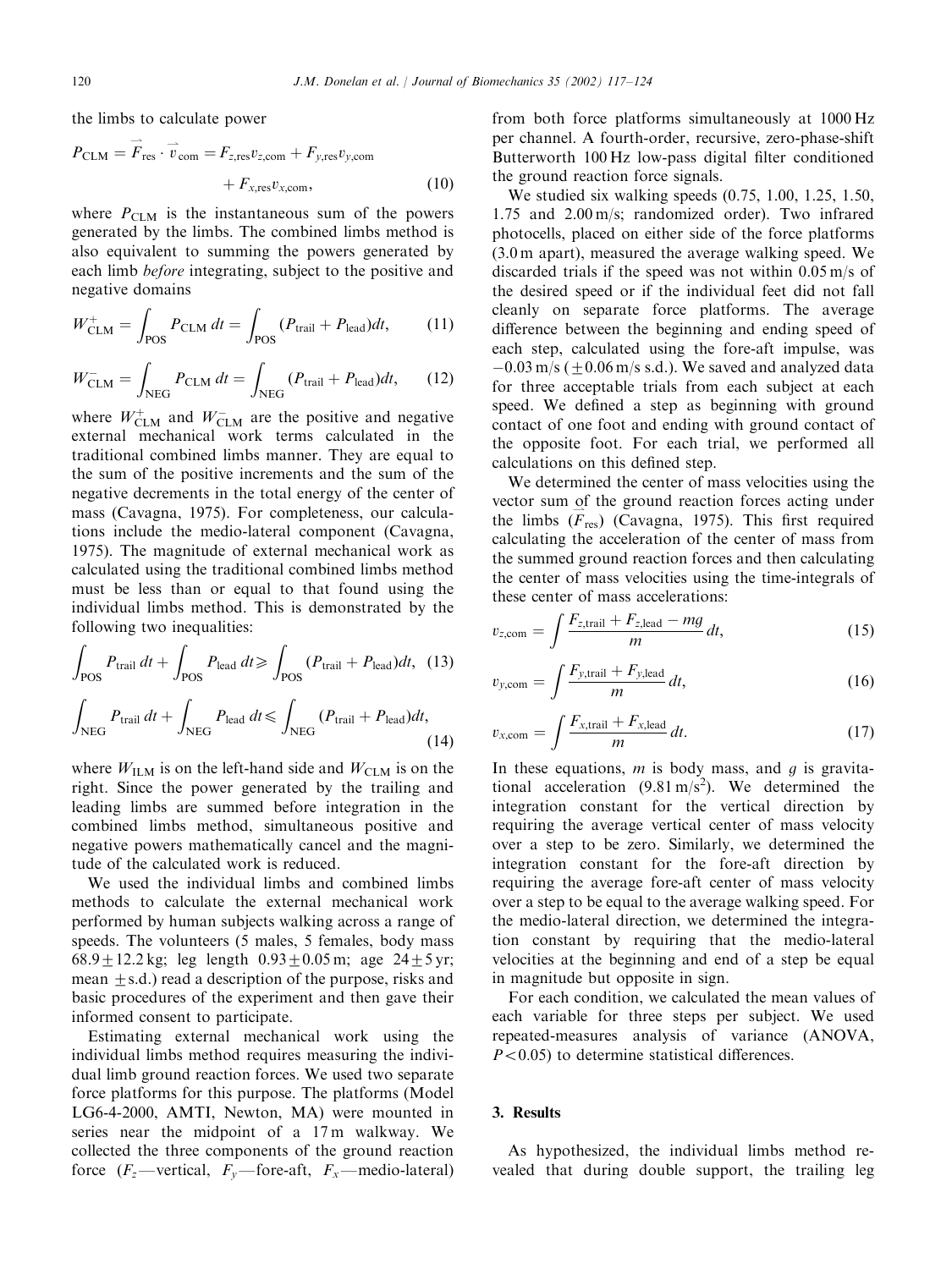the limbs to calculate power

$$P_{\mathrm{CLM}} = \vec{F}_{\mathrm{res}} \cdot \vec{v}_{\mathrm{com}} = F_{z,\mathrm{res}} v_{z,\mathrm{com}} + F_{y,\mathrm{res}} v_{y,\mathrm{com}} + F_{x,\mathrm{res}} v_{x,\mathrm{com}}, \tag{10}$$

where $P_{\mathrm{CLM}}$ is the instantaneous sum of the powers generated by the limbs. The combined limbs method is also equivalent to summing the powers generated by each limb *before* integrating, subject to the positive and negative domains

$$W^{+}_{\mathrm{CLM}} = \int_{\mathrm{POS}} P_{\mathrm{CLM}}\, dt = \int_{\mathrm{POS}} (P_{\mathrm{trail}} + P_{\mathrm{lead}}) dt, \tag{11}$$

$$W^{-}_{\mathrm{CLM}} = \int_{\mathrm{NEG}} P_{\mathrm{CLM}}\, dt = \int_{\mathrm{NEG}} (P_{\mathrm{trail}} + P_{\mathrm{lead}}) dt, \tag{12}$$

where $W^{+}_{\mathrm{CLM}}$ and $W^{-}_{\mathrm{CLM}}$ are the positive and negative external mechanical work terms calculated in the traditional combined limbs manner. They are equal to the sum of the positive increments and the sum of the negative decrements in the total energy of the center of mass (Cavagna, 1975). For completeness, our calculations include the medio-lateral component (Cavagna, 1975). The magnitude of external mechanical work as calculated using the traditional combined limbs method must be less than or equal to that found using the individual limbs method. This is demonstrated by the following two inequalities:

$$\int_{\mathrm{POS}} P_{\mathrm{trail}}\, dt + \int_{\mathrm{POS}} P_{\mathrm{lead}}\, dt \geqslant \int_{\mathrm{POS}} (P_{\mathrm{trail}} + P_{\mathrm{lead}}) dt, \tag{13}$$

$$\int_{\mathrm{NEG}} P_{\mathrm{trail}}\, dt + \int_{\mathrm{NEG}} P_{\mathrm{lead}}\, dt \leqslant \int_{\mathrm{NEG}} (P_{\mathrm{trail}} + P_{\mathrm{lead}}) dt, \tag{14}$$

where $W_{\mathrm{ILM}}$ is on the left-hand side and $W_{\mathrm{CLM}}$ is on the right. Since the power generated by the trailing and leading limbs are summed before integration in the combined limbs method, simultaneous positive and negative powers mathematically cancel and the magnitude of the calculated work is reduced.

We used the individual limbs and combined limbs methods to calculate the external mechanical work performed by human subjects walking across a range of speeds. The volunteers (5 males, 5 females, body mass $68.9 \pm 12.2$ kg; leg length $0.93 \pm 0.05$ m; age $24 \pm 5$ yr; mean $\pm$s.d.) read a description of the purpose, risks and basic procedures of the experiment and then gave their informed consent to participate.

Estimating external mechanical work using the individual limbs method requires measuring the individual limb ground reaction forces. We used two separate force platforms for this purpose. The platforms (Model LG6-4-2000, AMTI, Newton, MA) were mounted in series near the midpoint of a 17 m walkway. We collected the three components of the ground reaction force ($F_z$—vertical, $F_y$—fore-aft, $F_x$—medio-lateral) from both force platforms simultaneously at 1000 Hz per channel. A fourth-order, recursive, zero-phase-shift Butterworth 100 Hz low-pass digital filter conditioned the ground reaction force signals.

We studied six walking speeds (0.75, 1.00, 1.25, 1.50, 1.75 and 2.00 m/s; randomized order). Two infrared photocells, placed on either side of the force platforms (3.0 m apart), measured the average walking speed. We discarded trials if the speed was not within 0.05 m/s of the desired speed or if the individual feet did not fall cleanly on separate force platforms. The average difference between the beginning and ending speed of each step, calculated using the fore-aft impulse, was $-0.03$ m/s ($\pm 0.06$ m/s s.d.). We saved and analyzed data for three acceptable trials from each subject at each speed. We defined a step as beginning with ground contact of one foot and ending with ground contact of the opposite foot. For each trial, we performed all calculations on this defined step.

We determined the center of mass velocities using the vector sum of the ground reaction forces acting under the limbs ($\vec{F}_{\mathrm{res}}$) (Cavagna, 1975). This first required calculating the acceleration of the center of mass from the summed ground reaction forces and then calculating the center of mass velocities using the time-integrals of these center of mass accelerations:

$$v_{z,\mathrm{com}} = \int \frac{F_{z,\mathrm{trail}} + F_{z,\mathrm{lead}} - mg}{m}\, dt, \tag{15}$$

$$v_{y,\mathrm{com}} = \int \frac{F_{y,\mathrm{trail}} + F_{y,\mathrm{lead}}}{m}\, dt, \tag{16}$$

$$v_{x,\mathrm{com}} = \int \frac{F_{x,\mathrm{trail}} + F_{x,\mathrm{lead}}}{m}\, dt. \tag{17}$$

In these equations, $m$ is body mass, and $g$ is gravitational acceleration (9.81 m/s$^2$). We determined the integration constant for the vertical direction by requiring the average vertical center of mass velocity over a step to be zero. Similarly, we determined the integration constant for the fore-aft direction by requiring the average fore-aft center of mass velocity over a step to be equal to the average walking speed. For the medio-lateral direction, we determined the integration constant by requiring that the medio-lateral velocities at the beginning and end of a step be equal in magnitude but opposite in sign.

For each condition, we calculated the mean values of each variable for three steps per subject. We used repeated-measures analysis of variance (ANOVA, $P < 0.05$) to determine statistical differences.

## 3. Results

As hypothesized, the individual limbs method revealed that during double support, the trailing leg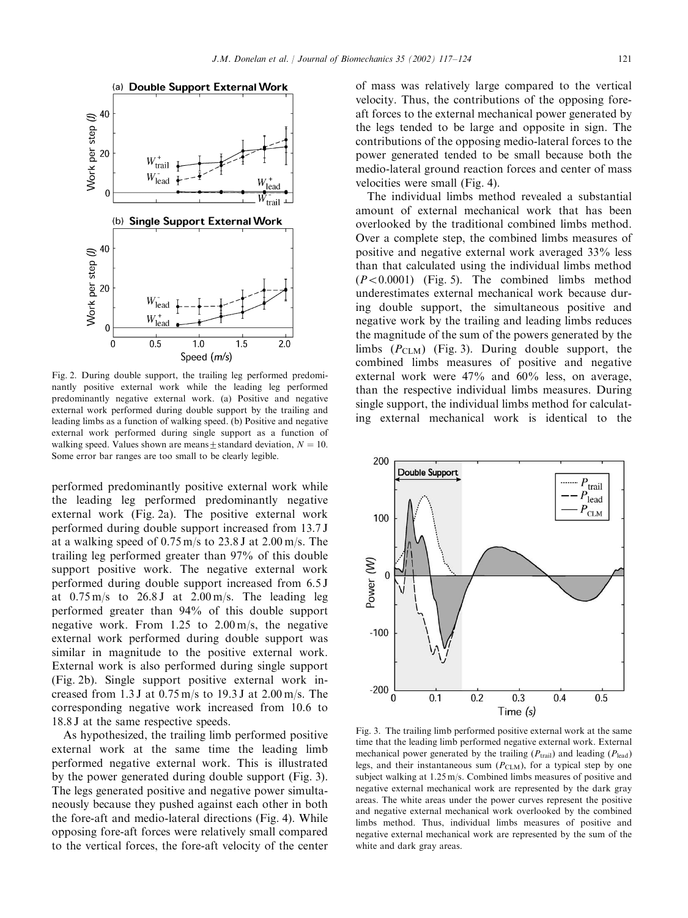Fig. 2. During double support, the trailing leg performed predominantly positive external work while the leading leg performed predominantly negative external work. (a) Positive and negative external work performed during double support by the trailing and leading limbs as a function of walking speed. (b) Positive and negative external work performed during single support as a function of walking speed. Values shown are means ± standard deviation, $N = 10$. Some error bar ranges are too small to be clearly legible.

performed predominantly positive external work while the leading leg performed predominantly negative external work (Fig. 2a). The positive external work performed during double support increased from 13.7 J at a walking speed of 0.75 m/s to 23.8 J at 2.00 m/s. The trailing leg performed greater than 97% of this double support positive work. The negative external work performed during double support increased from 6.5 J at 0.75 m/s to 26.8 J at 2.00 m/s. The leading leg performed greater than 94% of this double support negative work. From 1.25 to 2.00 m/s, the negative external work performed during double support was similar in magnitude to the positive external work. External work is also performed during single support (Fig. 2b). Single support positive external work increased from 1.3 J at 0.75 m/s to 19.3 J at 2.00 m/s. The corresponding negative work increased from 10.6 to 18.8 J at the same respective speeds.

As hypothesized, the trailing limb performed positive external work at the same time the leading limb performed negative external work. This is illustrated by the power generated during double support (Fig. 3). The legs generated positive and negative power simultaneously because they pushed against each other in both the fore-aft and medio-lateral directions (Fig. 4). While opposing fore-aft forces were relatively small compared to the vertical forces, the fore-aft velocity of the center of mass was relatively large compared to the vertical velocity. Thus, the contributions of the opposing fore-aft forces to the external mechanical power generated by the legs tended to be large and opposite in sign. The contributions of the opposing medio-lateral forces to the power generated tended to be small because both the medio-lateral ground reaction forces and center of mass velocities were small (Fig. 4).

The individual limbs method revealed a substantial amount of external mechanical work that has been overlooked by the traditional combined limbs method. Over a complete step, the combined limbs measures of positive and negative external work averaged 33% less than that calculated using the individual limbs method ($P < 0.0001$) (Fig. 5). The combined limbs method underestimates external mechanical work because during double support, the simultaneous positive and negative work by the trailing and leading limbs reduces the magnitude of the sum of the powers generated by the limbs ($P_{CLM}$) (Fig. 3). During double support, the combined limbs measures of positive and negative external work were 47% and 60% less, on average, than the respective individual limbs measures. During single support, the individual limbs method for calculating external mechanical work is identical to the

Fig. 3. The trailing limb performed positive external work at the same time that the leading limb performed negative external work. External mechanical power generated by the trailing ($P_{trail}$) and leading ($P_{lead}$) legs, and their instantaneous sum ($P_{CLM}$), for a typical step by one subject walking at 1.25 m/s. Combined limbs measures of positive and negative external mechanical work are represented by the dark gray areas. The white areas under the power curves represent the positive and negative external mechanical work overlooked by the combined limbs method. Thus, individual limbs measures of positive and negative external mechanical work are represented by the sum of the white and dark gray areas.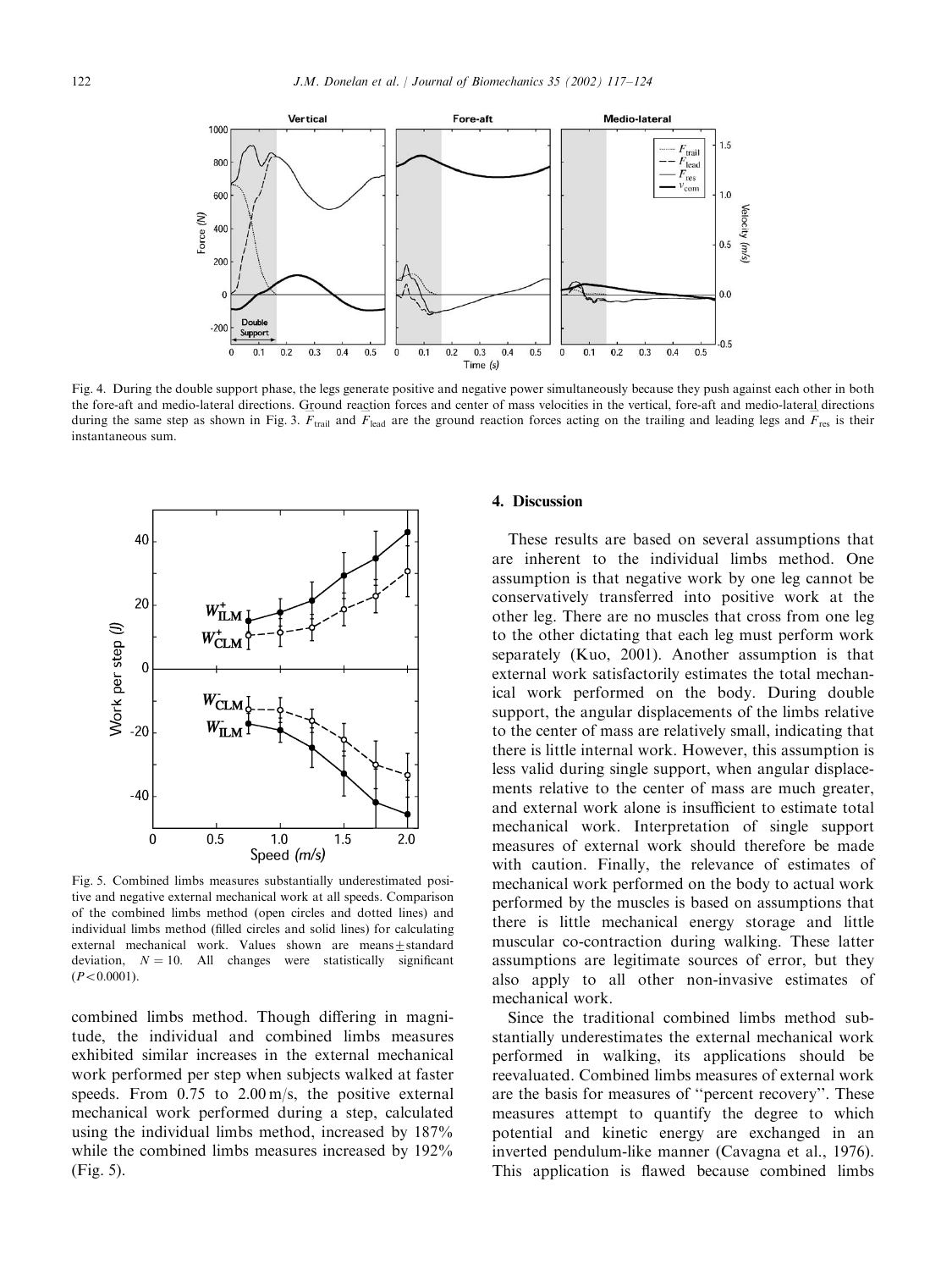Fig. 4. During the double support phase, the legs generate positive and negative power simultaneously because they push against each other in both the fore-aft and medio-lateral directions. Ground reaction forces and center of mass velocities in the vertical, fore-aft and medio-lateral directions during the same step as shown in Fig. 3. $F_{trail}$ and $F_{lead}$ are the ground reaction forces acting on the trailing and leading legs and $F_{res}$ is their instantaneous sum.

Fig. 5. Combined limbs measures substantially underestimated positive and negative external mechanical work at all speeds. Comparison of the combined limbs method (open circles and dotted lines) and individual limbs method (filled circles and solid lines) for calculating external mechanical work. Values shown are means±standard deviation, $N = 10$. All changes were statistically significant ($P < 0.0001$).

combined limbs method. Though differing in magnitude, the individual and combined limbs measures exhibited similar increases in the external mechanical work performed per step when subjects walked at faster speeds. From 0.75 to 2.00 m/s, the positive external mechanical work performed during a step, calculated using the individual limbs method, increased by 187% while the combined limbs measures increased by 192% (Fig. 5).

## 4. Discussion

These results are based on several assumptions that are inherent to the individual limbs method. One assumption is that negative work by one leg cannot be conservatively transferred into positive work at the other leg. There are no muscles that cross from one leg to the other dictating that each leg must perform work separately (Kuo, 2001). Another assumption is that external work satisfactorily estimates the total mechanical work performed on the body. During double support, the angular displacements of the limbs relative to the center of mass are relatively small, indicating that there is little internal work. However, this assumption is less valid during single support, when angular displacements relative to the center of mass are much greater, and external work alone is insufficient to estimate total mechanical work. Interpretation of single support measures of external work should therefore be made with caution. Finally, the relevance of estimates of mechanical work performed on the body to actual work performed by the muscles is based on assumptions that there is little mechanical energy storage and little muscular co-contraction during walking. These latter assumptions are legitimate sources of error, but they also apply to all other non-invasive estimates of mechanical work.

Since the traditional combined limbs method substantially underestimates the external mechanical work performed in walking, its applications should be reevaluated. Combined limbs measures of external work are the basis for measures of "percent recovery". These measures attempt to quantify the degree to which potential and kinetic energy are exchanged in an inverted pendulum-like manner (Cavagna et al., 1976). This application is flawed because combined limbs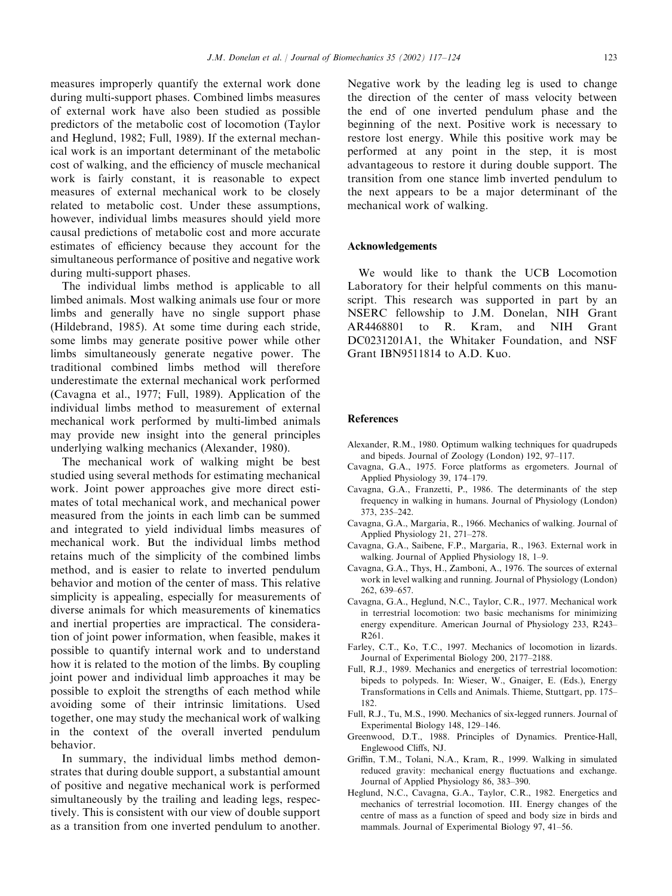measures improperly quantify the external work done during multi-support phases. Combined limbs measures of external work have also been studied as possible predictors of the metabolic cost of locomotion (Taylor and Heglund, 1982; Full, 1989). If the external mechanical work is an important determinant of the metabolic cost of walking, and the efficiency of muscle mechanical work is fairly constant, it is reasonable to expect measures of external mechanical work to be closely related to metabolic cost. Under these assumptions, however, individual limbs measures should yield more causal predictions of metabolic cost and more accurate estimates of efficiency because they account for the simultaneous performance of positive and negative work during multi-support phases.

The individual limbs method is applicable to all limbed animals. Most walking animals use four or more limbs and generally have no single support phase (Hildebrand, 1985). At some time during each stride, some limbs may generate positive power while other limbs simultaneously generate negative power. The traditional combined limbs method will therefore underestimate the external mechanical work performed (Cavagna et al., 1977; Full, 1989). Application of the individual limbs method to measurement of external mechanical work performed by multi-limbed animals may provide new insight into the general principles underlying walking mechanics (Alexander, 1980).

The mechanical work of walking might be best studied using several methods for estimating mechanical work. Joint power approaches give more direct estimates of total mechanical work, and mechanical power measured from the joints in each limb can be summed and integrated to yield individual limbs measures of mechanical work. But the individual limbs method retains much of the simplicity of the combined limbs method, and is easier to relate to inverted pendulum behavior and motion of the center of mass. This relative simplicity is appealing, especially for measurements of diverse animals for which measurements of kinematics and inertial properties are impractical. The consideration of joint power information, when feasible, makes it possible to quantify internal work and to understand how it is related to the motion of the limbs. By coupling joint power and individual limb approaches it may be possible to exploit the strengths of each method while avoiding some of their intrinsic limitations. Used together, one may study the mechanical work of walking in the context of the overall inverted pendulum behavior.

In summary, the individual limbs method demonstrates that during double support, a substantial amount of positive and negative mechanical work is performed simultaneously by the trailing and leading legs, respectively. This is consistent with our view of double support as a transition from one inverted pendulum to another. Negative work by the leading leg is used to change the direction of the center of mass velocity between the end of one inverted pendulum phase and the beginning of the next. Positive work is necessary to restore lost energy. While this positive work may be performed at any point in the step, it is most advantageous to restore it during double support. The transition from one stance limb inverted pendulum to the next appears to be a major determinant of the mechanical work of walking.

## Acknowledgements

We would like to thank the UCB Locomotion Laboratory for their helpful comments on this manuscript. This research was supported in part by an NSERC fellowship to J.M. Donelan, NIH Grant AR4468801 to R. Kram, and NIH Grant DC0231201A1, the Whitaker Foundation, and NSF Grant IBN9511814 to A.D. Kuo.

## References

Alexander, R.M., 1980. Optimum walking techniques for quadrupeds and bipeds. Journal of Zoology (London) 192, 97–117.

Cavagna, G.A., 1975. Force platforms as ergometers. Journal of Applied Physiology 39, 174–179.

Cavagna, G.A., Franzetti, P., 1986. The determinants of the step frequency in walking in humans. Journal of Physiology (London) 373, 235–242.

Cavagna, G.A., Margaria, R., 1966. Mechanics of walking. Journal of Applied Physiology 21, 271–278.

Cavagna, G.A., Saibene, F.P., Margaria, R., 1963. External work in walking. Journal of Applied Physiology 18, 1–9.

Cavagna, G.A., Thys, H., Zamboni, A., 1976. The sources of external work in level walking and running. Journal of Physiology (London) 262, 639–657.

Cavagna, G.A., Heglund, N.C., Taylor, C.R., 1977. Mechanical work in terrestrial locomotion: two basic mechanisms for minimizing energy expenditure. American Journal of Physiology 233, R243–R261.

Farley, C.T., Ko, T.C., 1997. Mechanics of locomotion in lizards. Journal of Experimental Biology 200, 2177–2188.

Full, R.J., 1989. Mechanics and energetics of terrestrial locomotion: bipeds to polypeds. In: Wieser, W., Gnaiger, E. (Eds.), Energy Transformations in Cells and Animals. Thieme, Stuttgart, pp. 175–182.

Full, R.J., Tu, M.S., 1990. Mechanics of six-legged runners. Journal of Experimental Biology 148, 129–146.

Greenwood, D.T., 1988. Principles of Dynamics. Prentice-Hall, Englewood Cliffs, NJ.

Griffin, T.M., Tolani, N.A., Kram, R., 1999. Walking in simulated reduced gravity: mechanical energy fluctuations and exchange. Journal of Applied Physiology 86, 383–390.

Heglund, N.C., Cavagna, G.A., Taylor, C.R., 1982. Energetics and mechanics of terrestrial locomotion. III. Energy changes of the centre of mass as a function of speed and body size in birds and mammals. Journal of Experimental Biology 97, 41–56.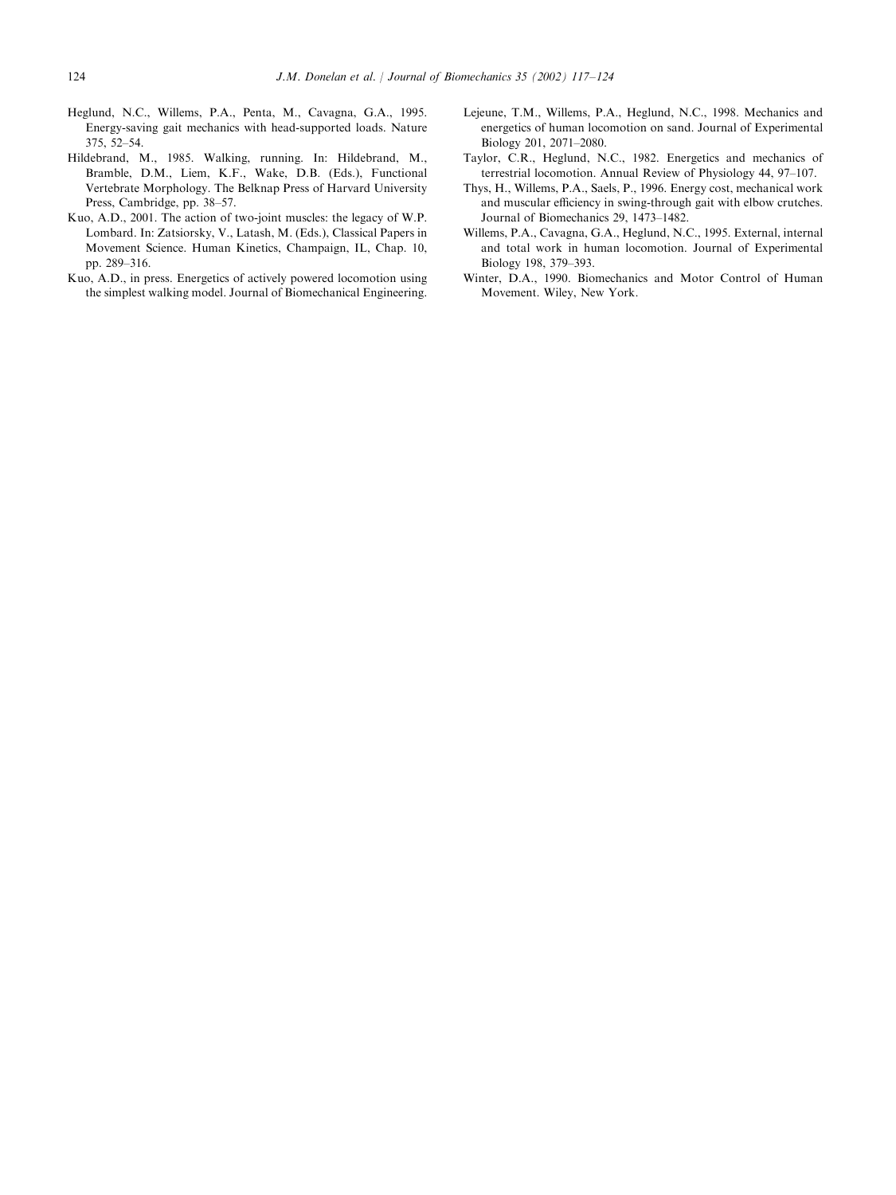Heglund, N.C., Willems, P.A., Penta, M., Cavagna, G.A., 1995. Energy-saving gait mechanics with head-supported loads. Nature 375, 52–54.

Hildebrand, M., 1985. Walking, running. In: Hildebrand, M., Bramble, D.M., Liem, K.F., Wake, D.B. (Eds.), Functional Vertebrate Morphology. The Belknap Press of Harvard University Press, Cambridge, pp. 38–57.

Kuo, A.D., 2001. The action of two-joint muscles: the legacy of W.P. Lombard. In: Zatsiorsky, V., Latash, M. (Eds.), Classical Papers in Movement Science. Human Kinetics, Champaign, IL, Chap. 10, pp. 289–316.

Kuo, A.D., in press. Energetics of actively powered locomotion using the simplest walking model. Journal of Biomechanical Engineering.

Lejeune, T.M., Willems, P.A., Heglund, N.C., 1998. Mechanics and energetics of human locomotion on sand. Journal of Experimental Biology 201, 2071–2080.

Taylor, C.R., Heglund, N.C., 1982. Energetics and mechanics of terrestrial locomotion. Annual Review of Physiology 44, 97–107.

Thys, H., Willems, P.A., Saels, P., 1996. Energy cost, mechanical work and muscular efficiency in swing-through gait with elbow crutches. Journal of Biomechanics 29, 1473–1482.

Willems, P.A., Cavagna, G.A., Heglund, N.C., 1995. External, internal and total work in human locomotion. Journal of Experimental Biology 198, 379–393.

Winter, D.A., 1990. Biomechanics and Motor Control of Human Movement. Wiley, New York.